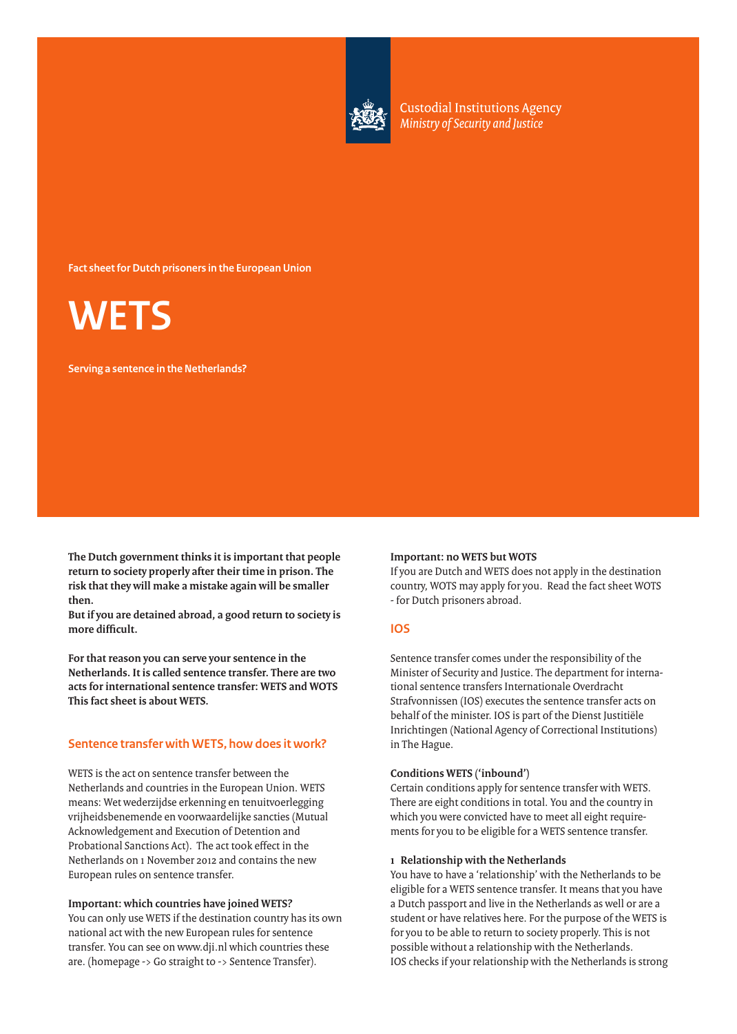Custodial Institutions Agency
*Ministry of Security and Justice*

**Fact sheet for Dutch prisoners in the European Union**

# WETS

**Serving a sentence in the Netherlands?**

**The Dutch government thinks it is important that people return to society properly after their time in prison. The risk that they will make a mistake again will be smaller then.**
**But if you are detained abroad, a good return to society is more difficult.**

**For that reason you can serve your sentence in the Netherlands. It is called sentence transfer. There are two acts for international sentence transfer: WETS and WOTS This fact sheet is about WETS.**

## Sentence transfer with WETS, how does it work?

WETS is the act on sentence transfer between the Netherlands and countries in the European Union. WETS means: Wet wederzijdse erkenning en tenuitvoerlegging vrijheidsbenemende en voorwaardelijke sancties (Mutual Acknowledgement and Execution of Detention and Probational Sanctions Act). The act took effect in the Netherlands on 1 November 2012 and contains the new European rules on sentence transfer.

**Important: which countries have joined WETS?**
You can only use WETS if the destination country has its own national act with the new European rules for sentence transfer. You can see on www.dji.nl which countries these are. (homepage -> Go straight to -> Sentence Transfer).

**Important: no WETS but WOTS**
If you are Dutch and WETS does not apply in the destination country, WOTS may apply for you. Read the fact sheet WOTS - for Dutch prisoners abroad.

## IOS

Sentence transfer comes under the responsibility of the Minister of Security and Justice. The department for international sentence transfers Internationale Overdracht Strafvonnissen (IOS) executes the sentence transfer acts on behalf of the minister. IOS is part of the Dienst Justitiële Inrichtingen (National Agency of Correctional Institutions) in The Hague.

**Conditions WETS** ('**inbound**')
Certain conditions apply for sentence transfer with WETS. There are eight conditions in total. You and the country in which you were convicted have to meet all eight requirements for you to be eligible for a WETS sentence transfer.

**1 Relationship with the Netherlands**
You have to have a 'relationship' with the Netherlands to be eligible for a WETS sentence transfer. It means that you have a Dutch passport and live in the Netherlands as well or are a student or have relatives here. For the purpose of the WETS is for you to be able to return to society properly. This is not possible without a relationship with the Netherlands.
IOS checks if your relationship with the Netherlands is strong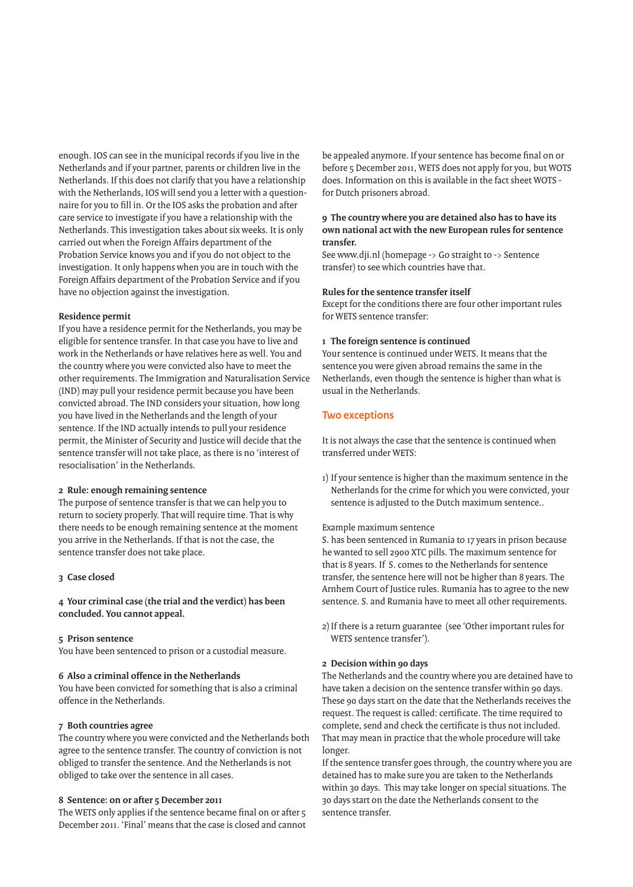enough. IOS can see in the municipal records if you live in the Netherlands and if your partner, parents or children live in the Netherlands. If this does not clarify that you have a relationship with the Netherlands, IOS will send you a letter with a questionnaire for you to fill in. Or the IOS asks the probation and after care service to investigate if you have a relationship with the Netherlands. This investigation takes about six weeks. It is only carried out when the Foreign Affairs department of the Probation Service knows you and if you do not object to the investigation. It only happens when you are in touch with the Foreign Affairs department of the Probation Service and if you have no objection against the investigation.

**Residence permit**

If you have a residence permit for the Netherlands, you may be eligible for sentence transfer. In that case you have to live and work in the Netherlands or have relatives here as well. You and the country where you were convicted also have to meet the other requirements. The Immigration and Naturalisation Service (IND) may pull your residence permit because you have been convicted abroad. The IND considers your situation, how long you have lived in the Netherlands and the length of your sentence. If the IND actually intends to pull your residence permit, the Minister of Security and Justice will decide that the sentence transfer will not take place, as there is no 'interest of resocialisation' in the Netherlands.

**2 Rule: enough remaining sentence**

The purpose of sentence transfer is that we can help you to return to society properly. That will require time. That is why there needs to be enough remaining sentence at the moment you arrive in the Netherlands. If that is not the case, the sentence transfer does not take place.

**3 Case closed**

**4 Your criminal case (the trial and the verdict) has been concluded. You cannot appeal.**

**5 Prison sentence**

You have been sentenced to prison or a custodial measure.

**6 Also a criminal offence in the Netherlands**

You have been convicted for something that is also a criminal offence in the Netherlands.

**7 Both countries agree**

The country where you were convicted and the Netherlands both agree to the sentence transfer. The country of conviction is not obliged to transfer the sentence. And the Netherlands is not obliged to take over the sentence in all cases.

**8 Sentence: on or after 5 December 2011**

The WETS only applies if the sentence became final on or after 5 December 2011. 'Final' means that the case is closed and cannot be appealed anymore. If your sentence has become final on or before 5 December 2011, WETS does not apply for you, but WOTS does. Information on this is available in the fact sheet WOTS - for Dutch prisoners abroad.

**9 The country where you are detained also has to have its own national act with the new European rules for sentence transfer.**

See www.dji.nl (homepage -> Go straight to -> Sentence transfer) to see which countries have that.

**Rules for the sentence transfer itself**

Except for the conditions there are four other important rules for WETS sentence transfer:

**1 The foreign sentence is continued**

Your sentence is continued under WETS. It means that the sentence you were given abroad remains the same in the Netherlands, even though the sentence is higher than what is usual in the Netherlands.

## Two exceptions

It is not always the case that the sentence is continued when transferred under WETS:

1) If your sentence is higher than the maximum sentence in the Netherlands for the crime for which you were convicted, your sentence is adjusted to the Dutch maximum sentence..

Example maximum sentence

S. has been sentenced in Rumania to 17 years in prison because he wanted to sell 2900 XTC pills. The maximum sentence for that is 8 years. If S. comes to the Netherlands for sentence transfer, the sentence here will not be higher than 8 years. The Arnhem Court of Justice rules. Rumania has to agree to the new sentence. S. and Rumania have to meet all other requirements.

2) If there is a return guarantee (see 'Other important rules for WETS sentence transfer').

**2 Decision within 90 days**

The Netherlands and the country where you are detained have to have taken a decision on the sentence transfer within 90 days. These 90 days start on the date that the Netherlands receives the request. The request is called: certificate. The time required to complete, send and check the certificate is thus not included. That may mean in practice that the whole procedure will take longer.

If the sentence transfer goes through, the country where you are detained has to make sure you are taken to the Netherlands within 30 days. This may take longer on special situations. The 30 days start on the date the Netherlands consent to the sentence transfer.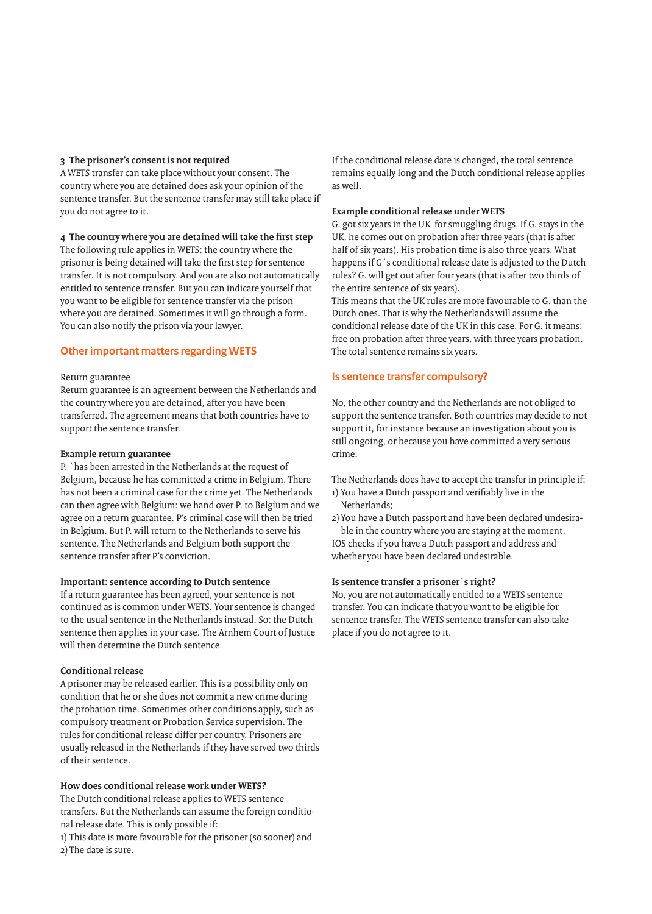### 3 The prisoner's consent is not required

A WETS transfer can take place without your consent. The country where you are detained does ask your opinion of the sentence transfer. But the sentence transfer may still take place if you do not agree to it.

### 4 The country where you are detained will take the first step

The following rule applies in WETS: the country where the prisoner is being detained will take the first step for sentence transfer. It is not compulsory. And you are also not automatically entitled to sentence transfer. But you can indicate yourself that you want to be eligible for sentence transfer via the prison where you are detained. Sometimes it will go through a form. You can also notify the prison via your lawyer.

## Other important matters regarding WETS

Return guarantee

Return guarantee is an agreement between the Netherlands and the country where you are detained, after you have been transferred. The agreement means that both countries have to support the sentence transfer.

**Example return guarantee**

P. `has been arrested in the Netherlands at the request of Belgium, because he has committed a crime in Belgium. There has not been a criminal case for the crime yet. The Netherlands can then agree with Belgium: we hand over P. to Belgium and we agree on a return guarantee. P's criminal case will then be tried in Belgium. But P. will return to the Netherlands to serve his sentence. The Netherlands and Belgium both support the sentence transfer after P's conviction.

**Important: sentence according to Dutch sentence**

If a return guarantee has been agreed, your sentence is not continued as is common under WETS. Your sentence is changed to the usual sentence in the Netherlands instead. So: the Dutch sentence then applies in your case. The Arnhem Court of Justice will then determine the Dutch sentence.

**Conditional release**

A prisoner may be released earlier. This is a possibility only on condition that he or she does not commit a new crime during the probation time. Sometimes other conditions apply, such as compulsory treatment or Probation Service supervision. The rules for conditional release differ per country. Prisoners are usually released in the Netherlands if they have served two thirds of their sentence.

**How does conditional release work under WETS?**

The Dutch conditional release applies to WETS sentence transfers. But the Netherlands can assume the foreign conditional release date. This is only possible if:

1) This date is more favourable for the prisoner (so sooner) and
2) The date is sure.

If the conditional release date is changed, the total sentence remains equally long and the Dutch conditional release applies as well.

**Example conditional release under WETS**

G. got six years in the UK for smuggling drugs. If G. stays in the UK, he comes out on probation after three years (that is after half of six years). His probation time is also three years. What happens if G´s conditional release date is adjusted to the Dutch rules? G. will get out after four years (that is after two thirds of the entire sentence of six years).

This means that the UK rules are more favourable to G. than the Dutch ones. That is why the Netherlands will assume the conditional release date of the UK in this case. For G. it means: free on probation after three years, with three years probation. The total sentence remains six years.

## Is sentence transfer compulsory?

No, the other country and the Netherlands are not obliged to support the sentence transfer. Both countries may decide to not support it, for instance because an investigation about you is still ongoing, or because you have committed a very serious crime.

The Netherlands does have to accept the transfer in principle if:

1) You have a Dutch passport and verifiably live in the Netherlands;
2) You have a Dutch passport and have been declared undesirable in the country where you are staying at the moment.

IOS checks if you have a Dutch passport and address and whether you have been declared undesirable.

**Is sentence transfer a prisoner´s right?**

No, you are not automatically entitled to a WETS sentence transfer. You can indicate that you want to be eligible for sentence transfer. The WETS sentence transfer can also take place if you do not agree to it.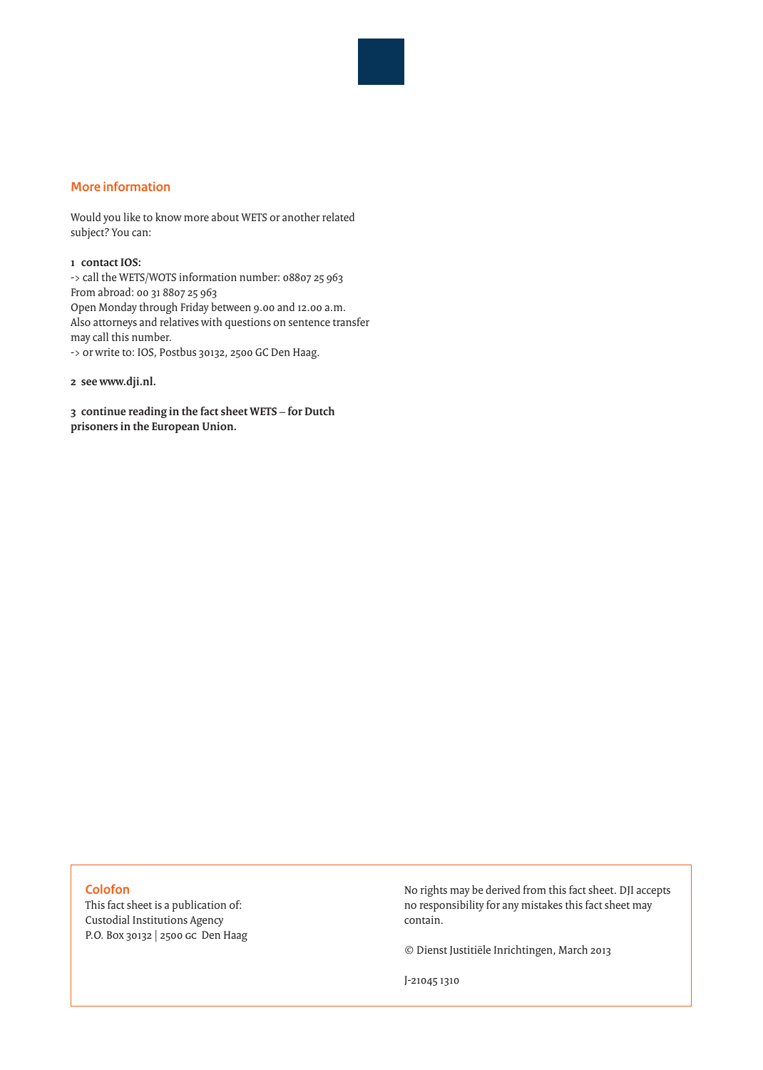## More information

Would you like to know more about WETS or another related subject? You can:

**1 contact IOS:**
-> call the WETS/WOTS information number: 08807 25 963
From abroad: 00 31 8807 25 963
Open Monday through Friday between 9.00 and 12.00 a.m.
Also attorneys and relatives with questions on sentence transfer may call this number.
-> or write to: IOS, Postbus 30132, 2500 GC Den Haag.

**2 see www.dji.nl.**

**3 continue reading in the fact sheet WETS – for Dutch prisoners in the European Union.**

## Colofon

This fact sheet is a publication of:
Custodial Institutions Agency
P.O. Box 30132 | 2500 GC Den Haag

No rights may be derived from this fact sheet. DJI accepts no responsibility for any mistakes this fact sheet may contain.

© Dienst Justitiële Inrichtingen, March 2013

J-21045 1310